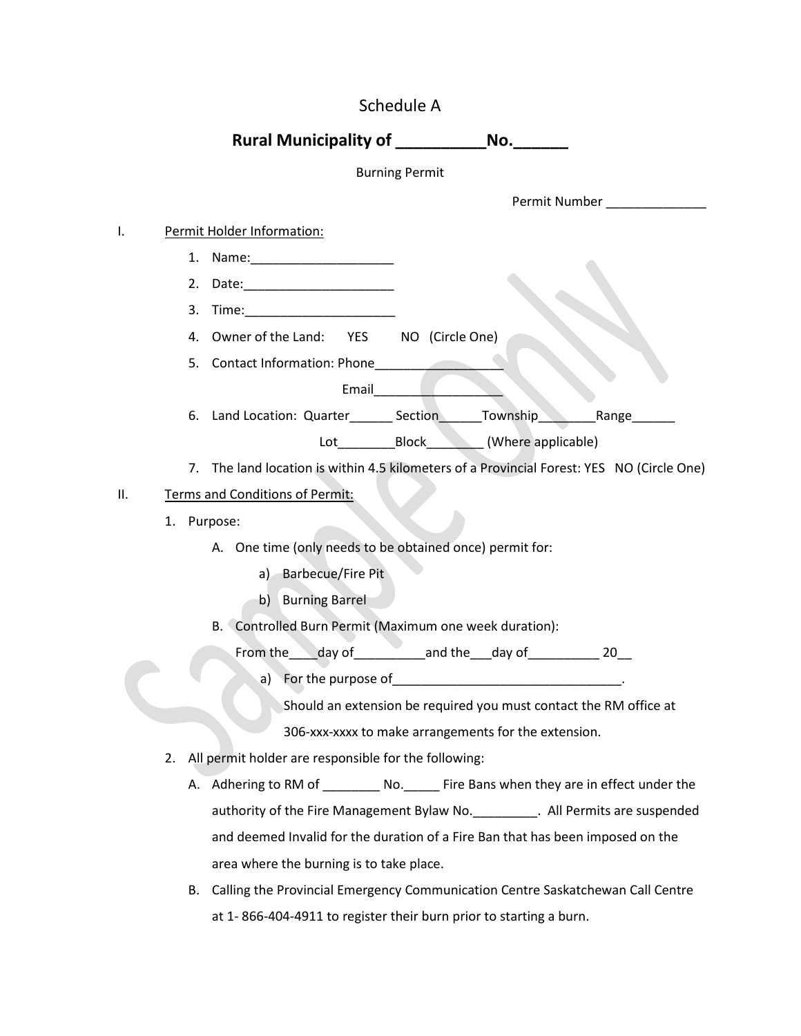Schedule A

# Rural Municipality of __________No.______

Burning Permit

Permit Number ______________

I. Permit Holder Information:

1. Name:____________________
2. Date:_____________________
3. Time:_____________________
4. Owner of the Land: YES NO (Circle One)
5. Contact Information: Phone_________________

   Email__________________
6. Land Location: Quarter______ Section______Township________Range______

   Lot________Block________ (Where applicable)
7. The land location is within 4.5 kilometers of a Provincial Forest: YES NO (Circle One)

II. Terms and Conditions of Permit:

1. Purpose:
   - A. One time (only needs to be obtained once) permit for:
     - a) Barbecue/Fire Pit
     - b) Burning Barrel
   - B. Controlled Burn Permit (Maximum one week duration):

     From the____day of__________and the___day of__________ 20__
     - a) For the purpose of_________________________________.

       Should an extension be required you must contact the RM office at 306-xxx-xxxx to make arrangements for the extension.
2. All permit holder are responsible for the following:
   - A. Adhering to RM of ________ No._____ Fire Bans when they are in effect under the authority of the Fire Management Bylaw No._________. All Permits are suspended and deemed Invalid for the duration of a Fire Ban that has been imposed on the area where the burning is to take place.
   - B. Calling the Provincial Emergency Communication Centre Saskatchewan Call Centre at 1- 866-404-4911 to register their burn prior to starting a burn.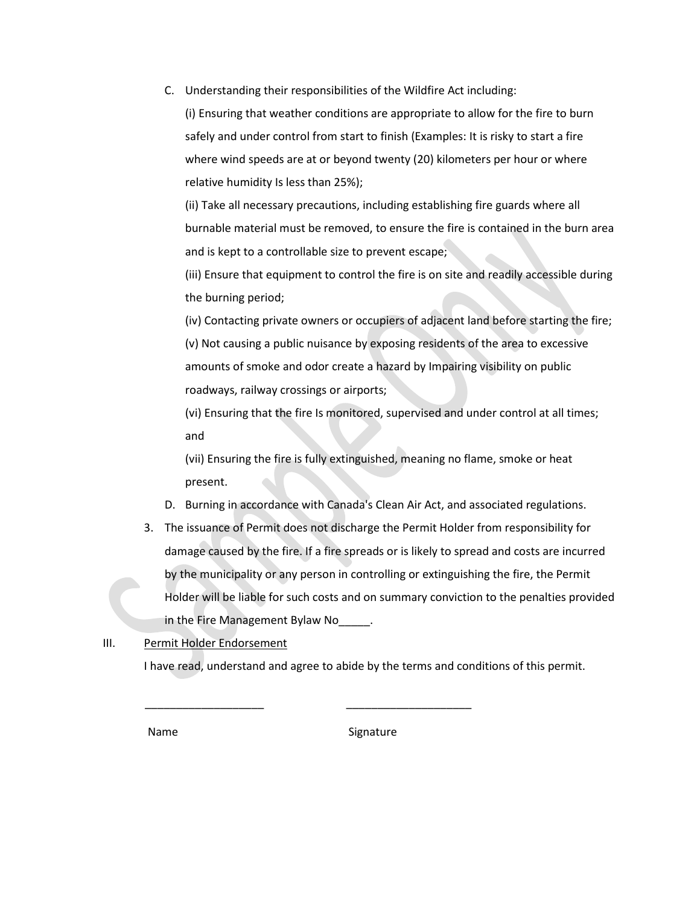C. Understanding their responsibilities of the Wildfire Act including:

(i) Ensuring that weather conditions are appropriate to allow for the fire to burn safely and under control from start to finish (Examples: It is risky to start a fire where wind speeds are at or beyond twenty (20) kilometers per hour or where relative humidity Is less than 25%);

(ii) Take all necessary precautions, including establishing fire guards where all burnable material must be removed, to ensure the fire is contained in the burn area and is kept to a controllable size to prevent escape;

(iii) Ensure that equipment to control the fire is on site and readily accessible during the burning period;

(iv) Contacting private owners or occupiers of adjacent land before starting the fire;

(v) Not causing a public nuisance by exposing residents of the area to excessive amounts of smoke and odor create a hazard by Impairing visibility on public roadways, railway crossings or airports;

(vi) Ensuring that the fire Is monitored, supervised and under control at all times; and

(vii) Ensuring the fire is fully extinguished, meaning no flame, smoke or heat present.

D. Burning in accordance with Canada's Clean Air Act, and associated regulations.

3. The issuance of Permit does not discharge the Permit Holder from responsibility for damage caused by the fire. If a fire spreads or is likely to spread and costs are incurred by the municipality or any person in controlling or extinguishing the fire, the Permit Holder will be liable for such costs and on summary conviction to the penalties provided in the Fire Management Bylaw No_____.

III. <u>Permit Holder Endorsement</u>

I have read, understand and agree to abide by the terms and conditions of this permit.

___________________ ____________________

Name Signature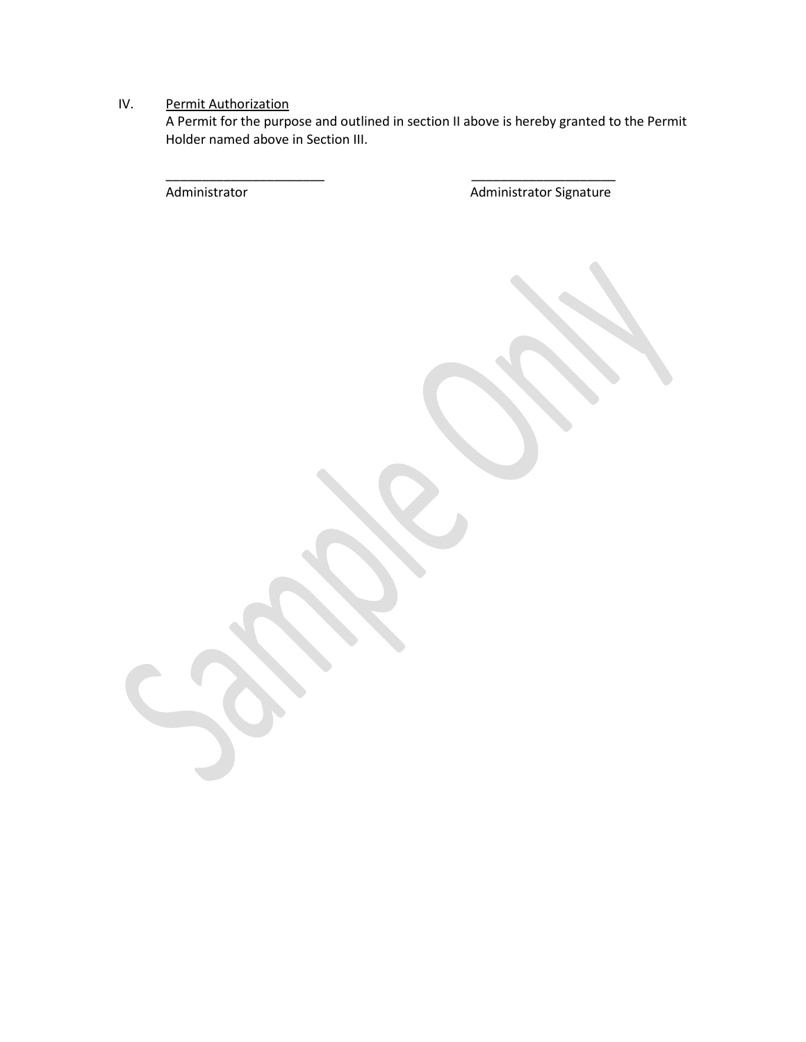IV. <u>Permit Authorization</u>

A Permit for the purpose and outlined in section II above is hereby granted to the Permit Holder named above in Section III.

| | |
|---|---|
| _______________________ | _____________________ |
| Administrator | Administrator Signature |

Sample Only